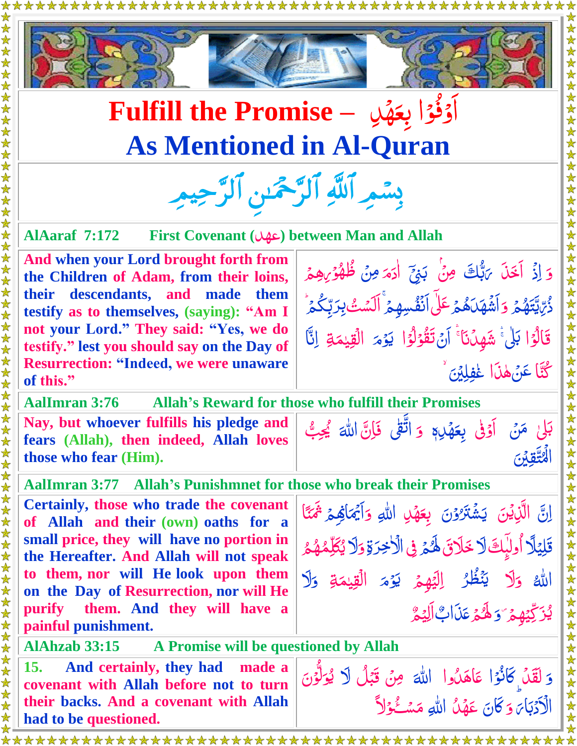# Fulfill the Promise – اَوۡفُوۡا بِعَهۡدِ
# As Mentioned in Al-Quran

بِسۡمِ اللّٰہِ الرَّحۡمٰنِ الرَّحِیۡمِ

## AlAaraf 7:172 — First Covenant (عهد) between Man and Allah

And when your Lord brought forth from the Children of Adam, from their loins, their descendants, and made them testify as to themselves, (saying): "Am I not your Lord." They said: "Yes, we do testify." lest you should say on the Day of Resurrection: "Indeed, we were unaware of this."

وَ اِذۡ اَخَذَ رَبُّکَ مِنۡۢ بَنِیۡۤ اٰدَمَ مِنۡ ظُہُوۡرِہِمۡ ذُرِّیَّتَہُمۡ وَ اَشۡہَدَہُمۡ عَلٰۤی اَنۡفُسِہِمۡ ۚ اَلَسۡتُ بِرَبِّکُمۡ ؕ قَالُوۡا بَلٰی ۚۛ شَہِدۡنَا ۚۛ اَنۡ تَقُوۡلُوۡا یَوۡمَ الۡقِیٰمَۃِ اِنَّا کُنَّا عَنۡ ہٰذَا غٰفِلِیۡنَ

## AalImran 3:76 — Allah's Reward for those who fulfill their Promises

Nay, but whoever fulfills his pledge and fears (Allah), then indeed, Allah loves those who fear (Him).

بَلٰی مَنۡ اَوۡفٰی بِعَہۡدِہٖ وَ اتَّقٰی فَاِنَّ اللّٰہَ یُحِبُّ الۡمُتَّقِیۡنَ

## AalImran 3:77 — Allah's Punishmnet for those who break their Promises

Certainly, those who trade the covenant of Allah and their (own) oaths for a small price, they will have no portion in the Hereafter. And Allah will not speak to them, nor will He look upon them on the Day of Resurrection, nor will He purify them. And they will have a painful punishment.

اِنَّ الَّذِیۡنَ یَشۡتَرُوۡنَ بِعَہۡدِ اللّٰہِ وَ اَیۡمَانِہِمۡ ثَمَنًا قَلِیۡلًا اُولٰٓئِکَ لَا خَلَاقَ لَہُمۡ فِی الۡاٰخِرَۃِ وَ لَا یُکَلِّمُہُمُ اللّٰہُ وَ لَا یَنۡظُرُ اِلَیۡہِمۡ یَوۡمَ الۡقِیٰمَۃِ وَ لَا یُزَکِّیۡہِمۡ ۪ وَ لَہُمۡ عَذَابٌ اَلِیۡمٌ

## AlAhzab 33:15 — A Promise will be questioned by Allah

15. And certainly, they had made a covenant with Allah before not to turn their backs. And a covenant with Allah had to be questioned.

وَ لَقَدۡ کَانُوۡا عَاہَدُوا اللّٰہَ مِنۡ قَبۡلُ لَا یُوَلُّوۡنَ الۡاَدۡبَارَ ؕ وَ کَانَ عَہۡدُ اللّٰہِ مَسۡـُٔوۡلًا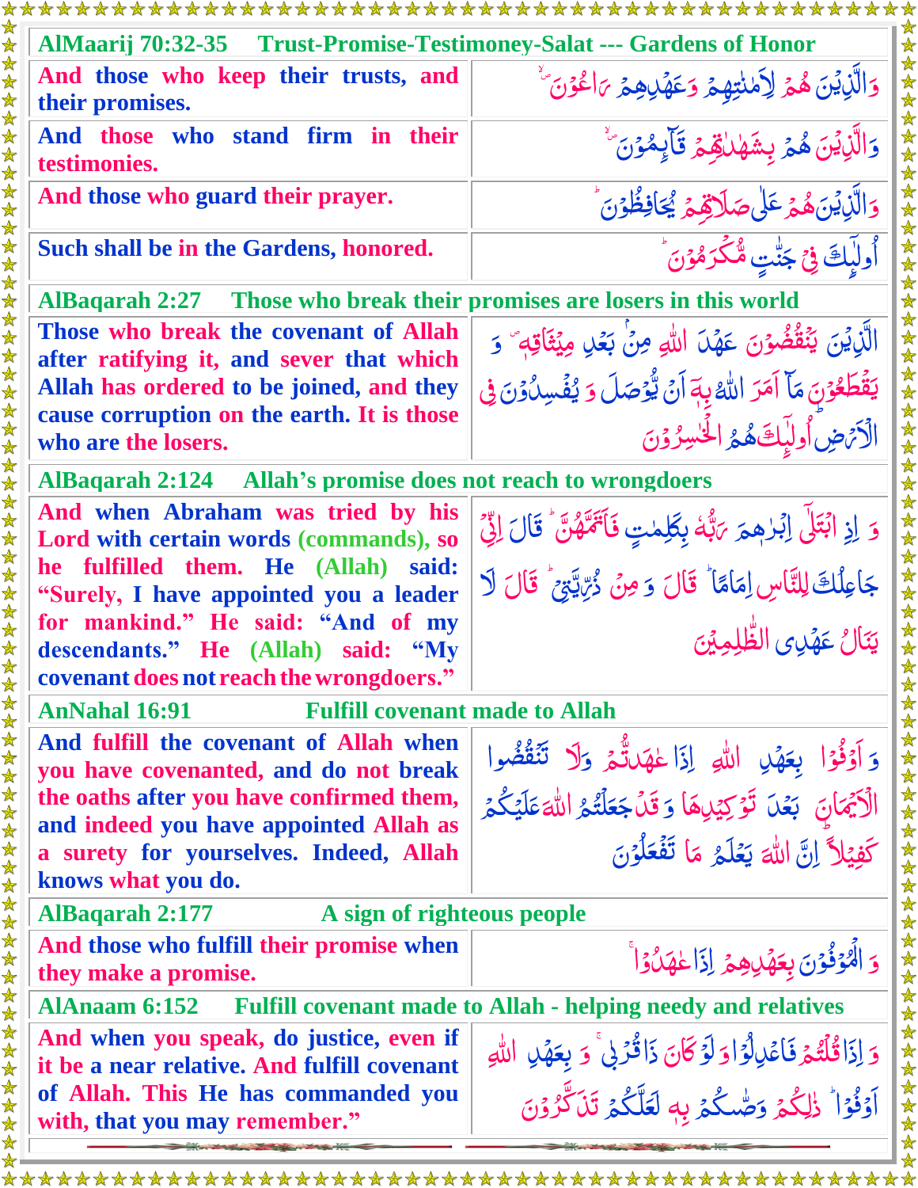| | |
|---|---|
| **AlMaarij 70:32-35 Trust-Promise-Testimoney-Salat --- Gardens of Honor** | |
| **And those who keep their trusts, and their promises.** | وَالَّذِيْنَ هُمْ لِاَمٰنٰتِهِمْ وَعَهْدِهِمْ رٰعُوْنَ |
| **And those who stand firm in their testimonies.** | وَالَّذِيْنَ هُمْ بِشَهٰدٰتِهِمْ قَآئِمُوْنَ |
| **And those who guard their prayer.** | وَالَّذِيْنَ هُمْ عَلٰى صَلَاتِهِمْ يُحَافِظُوْنَ |
| **Such shall be in the Gardens, honored.** | اُولٰٓئِكَ فِيْ جَنّٰتٍ مُّكْرَمُوْنَ |
| **AlBaqarah 2:27 Those who break their promises are losers in this world** | |
| **Those who break the covenant of Allah after ratifying it, and sever that which Allah has ordered to be joined, and they cause corruption on the earth. It is those who are the losers.** | الَّذِيْنَ يَنْقُضُوْنَ عَهْدَ اللّٰهِ مِنْۢ بَعْدِ مِيْثَاقِهٖ وَ يَقْطَعُوْنَ مَآ اَمَرَ اللّٰهُ بِهٖٓ اَنْ يُّوْصَلَ وَ يُفْسِدُوْنَ فِي الْاَرْضِ اُولٰٓئِكَ هُمُ الْخٰسِرُوْنَ |
| **AlBaqarah 2:124 Allah's promise does not reach to wrongdoers** | |
| **And when Abraham was tried by his Lord with certain words (commands), so he fulfilled them. He (Allah) said: "Surely, I have appointed you a leader for mankind." He said: "And of my descendants." He (Allah) said: "My covenant does not reach the wrongdoers."** | وَ اِذِ ابْتَلٰٓى اِبْرٰهٖمَ رَبُّهٗ بِكَلِمٰتٍ فَاَتَمَّهُنَّ قَالَ اِنِّيْ جَاعِلُكَ لِلنَّاسِ اِمَامًا قَالَ وَ مِنْ ذُرِّيَّتِيْ قَالَ لَا يَنَالُ عَهْدِي الظّٰلِمِيْنَ |
| **AnNahal 16:91 Fulfill covenant made to Allah** | |
| **And fulfill the covenant of Allah when you have covenanted, and do not break the oaths after you have confirmed them, and indeed you have appointed Allah as a surety for yourselves. Indeed, Allah knows what you do.** | وَ اَوْفُوْا بِعَهْدِ اللّٰهِ اِذَا عٰهَدْتُّمْ وَلَا تَنْقُضُوا الْاَيْمَانَ بَعْدَ تَوْكِيْدِهَا وَ قَدْ جَعَلْتُمُ اللّٰهَ عَلَيْكُمْ كَفِيْلًا اِنَّ اللّٰهَ يَعْلَمُ مَا تَفْعَلُوْنَ |
| **AlBaqarah 2:177 A sign of righteous people** | |
| **And those who fulfill their promise when they make a promise.** | وَ الْمُوْفُوْنَ بِعَهْدِهِمْ اِذَا عٰهَدُوْا |
| **AlAnaam 6:152 Fulfill covenant made to Allah - helping needy and relatives** | |
| **And when you speak, do justice, even if it be a near relative. And fulfill covenant of Allah. This He has commanded you with, that you may remember."** | وَ اِذَا قُلْتُمْ فَاعْدِلُوْا وَلَوْ كَانَ ذَا قُرْبٰى وَ بِعَهْدِ اللّٰهِ اَوْفُوْا ذٰلِكُمْ وَصّٰىكُمْ بِهٖ لَعَلَّكُمْ تَذَكَّرُوْنَ |